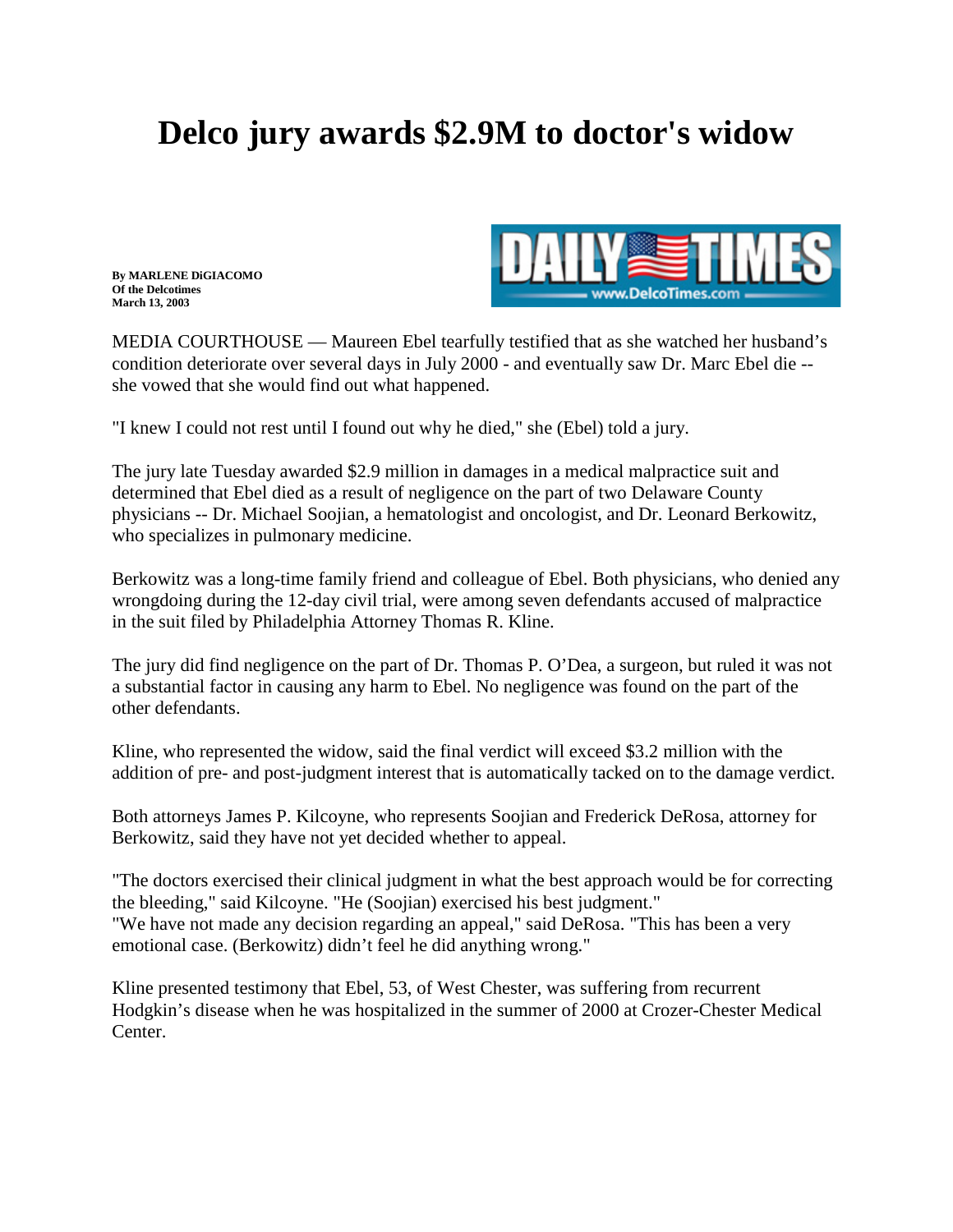# Delco jury awards $2.9M to doctor's widow

**By MARLENE DiGIACOMO**
**Of the Delcotimes**
**March 13, 2003**

MEDIA COURTHOUSE — Maureen Ebel tearfully testified that as she watched her husband's condition deteriorate over several days in July 2000 - and eventually saw Dr. Marc Ebel die -- she vowed that she would find out what happened.

"I knew I could not rest until I found out why he died," she (Ebel) told a jury.

The jury late Tuesday awarded $2.9 million in damages in a medical malpractice suit and determined that Ebel died as a result of negligence on the part of two Delaware County physicians -- Dr. Michael Soojian, a hematologist and oncologist, and Dr. Leonard Berkowitz, who specializes in pulmonary medicine.

Berkowitz was a long-time family friend and colleague of Ebel. Both physicians, who denied any wrongdoing during the 12-day civil trial, were among seven defendants accused of malpractice in the suit filed by Philadelphia Attorney Thomas R. Kline.

The jury did find negligence on the part of Dr. Thomas P. O'Dea, a surgeon, but ruled it was not a substantial factor in causing any harm to Ebel. No negligence was found on the part of the other defendants.

Kline, who represented the widow, said the final verdict will exceed $3.2 million with the addition of pre- and post-judgment interest that is automatically tacked on to the damage verdict.

Both attorneys James P. Kilcoyne, who represents Soojian and Frederick DeRosa, attorney for Berkowitz, said they have not yet decided whether to appeal.

"The doctors exercised their clinical judgment in what the best approach would be for correcting the bleeding," said Kilcoyne. "He (Soojian) exercised his best judgment."
"We have not made any decision regarding an appeal," said DeRosa. "This has been a very emotional case. (Berkowitz) didn't feel he did anything wrong."

Kline presented testimony that Ebel, 53, of West Chester, was suffering from recurrent Hodgkin's disease when he was hospitalized in the summer of 2000 at Crozer-Chester Medical Center.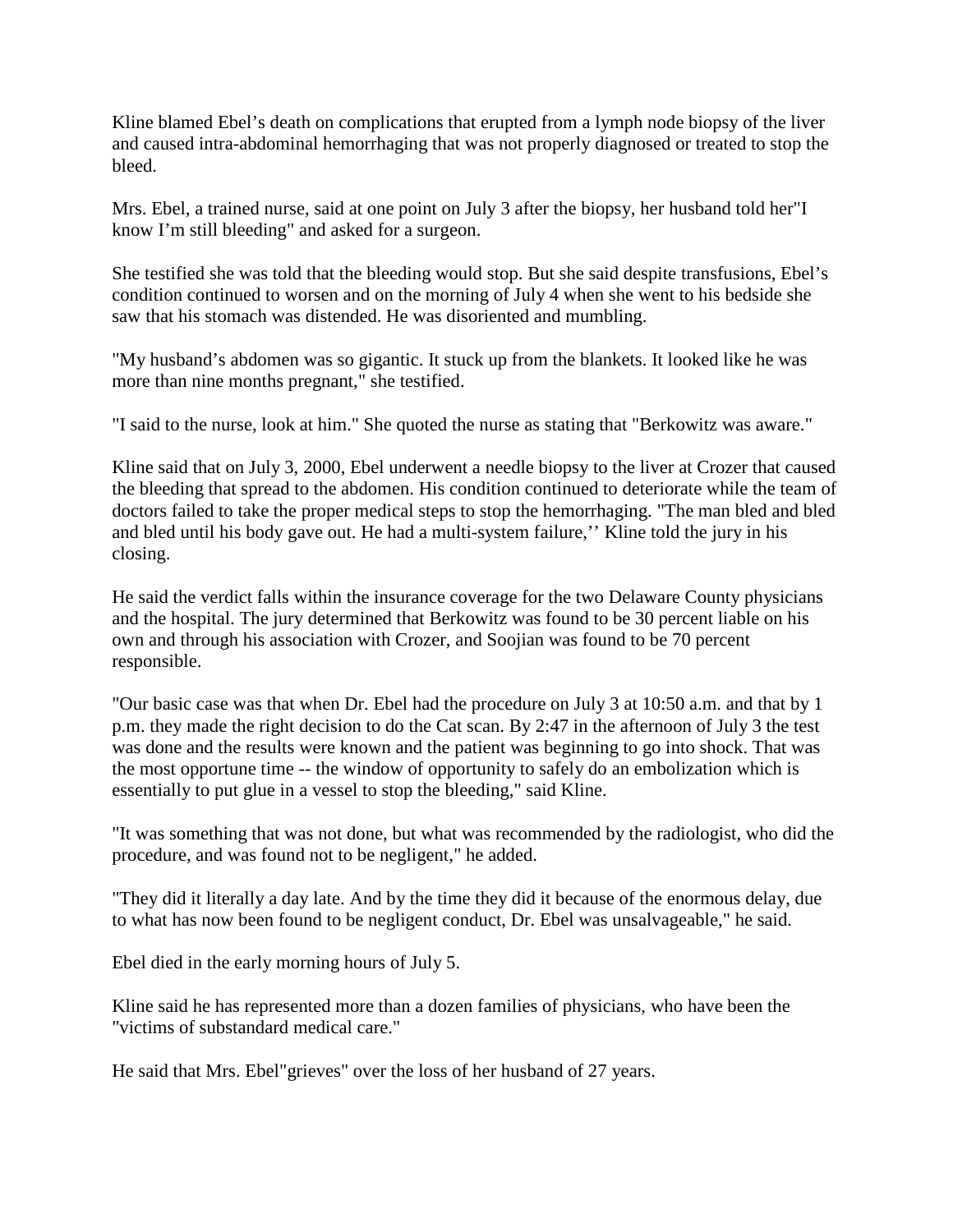Kline blamed Ebel's death on complications that erupted from a lymph node biopsy of the liver and caused intra-abdominal hemorrhaging that was not properly diagnosed or treated to stop the bleed.

Mrs. Ebel, a trained nurse, said at one point on July 3 after the biopsy, her husband told her"I know I'm still bleeding" and asked for a surgeon.

She testified she was told that the bleeding would stop. But she said despite transfusions, Ebel's condition continued to worsen and on the morning of July 4 when she went to his bedside she saw that his stomach was distended. He was disoriented and mumbling.

"My husband's abdomen was so gigantic. It stuck up from the blankets. It looked like he was more than nine months pregnant," she testified.

"I said to the nurse, look at him." She quoted the nurse as stating that "Berkowitz was aware."

Kline said that on July 3, 2000, Ebel underwent a needle biopsy to the liver at Crozer that caused the bleeding that spread to the abdomen. His condition continued to deteriorate while the team of doctors failed to take the proper medical steps to stop the hemorrhaging. "The man bled and bled and bled until his body gave out. He had a multi-system failure,'' Kline told the jury in his closing.

He said the verdict falls within the insurance coverage for the two Delaware County physicians and the hospital. The jury determined that Berkowitz was found to be 30 percent liable on his own and through his association with Crozer, and Soojian was found to be 70 percent responsible.

"Our basic case was that when Dr. Ebel had the procedure on July 3 at 10:50 a.m. and that by 1 p.m. they made the right decision to do the Cat scan. By 2:47 in the afternoon of July 3 the test was done and the results were known and the patient was beginning to go into shock. That was the most opportune time -- the window of opportunity to safely do an embolization which is essentially to put glue in a vessel to stop the bleeding," said Kline.

"It was something that was not done, but what was recommended by the radiologist, who did the procedure, and was found not to be negligent," he added.

"They did it literally a day late. And by the time they did it because of the enormous delay, due to what has now been found to be negligent conduct, Dr. Ebel was unsalvageable," he said.

Ebel died in the early morning hours of July 5.

Kline said he has represented more than a dozen families of physicians, who have been the "victims of substandard medical care."

He said that Mrs. Ebel"grieves" over the loss of her husband of 27 years.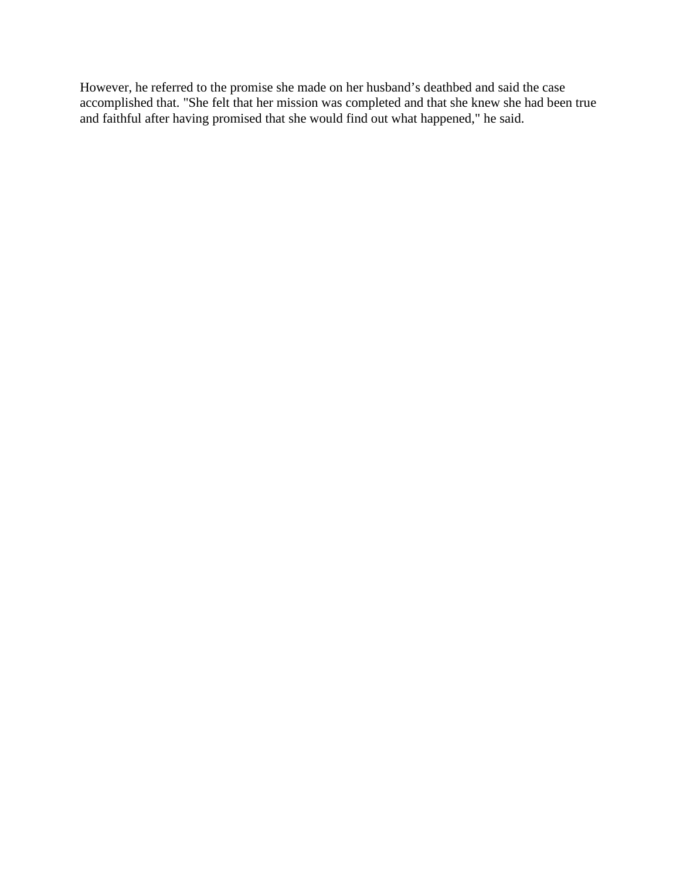However, he referred to the promise she made on her husband’s deathbed and said the case accomplished that. "She felt that her mission was completed and that she knew she had been true and faithful after having promised that she would find out what happened," he said.